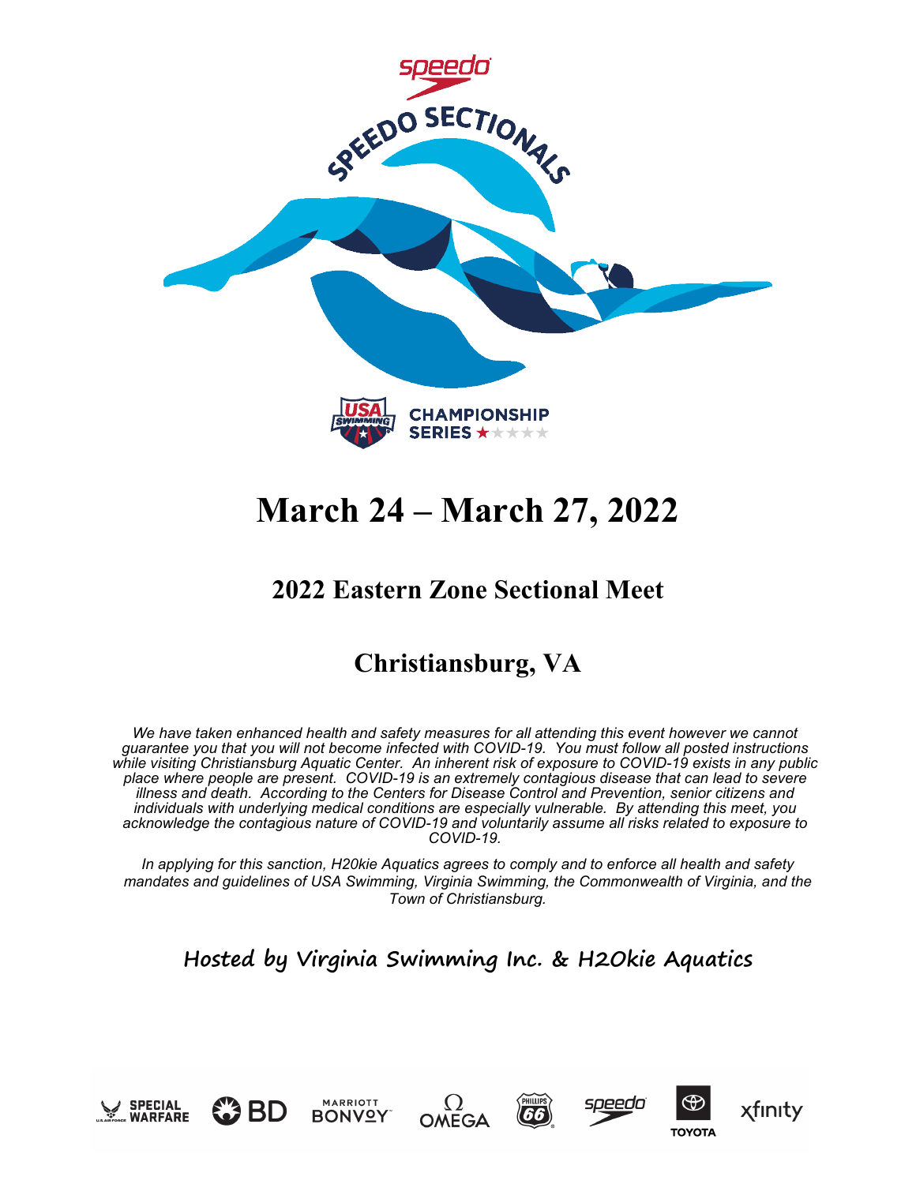# March 24 – March 27, 2022

## 2022 Eastern Zone Sectional Meet

## Christiansburg, VA

*We have taken enhanced health and safety measures for all attending this event however we cannot guarantee you that you will not become infected with COVID-19. You must follow all posted instructions while visiting Christiansburg Aquatic Center. An inherent risk of exposure to COVID-19 exists in any public place where people are present. COVID-19 is an extremely contagious disease that can lead to severe illness and death. According to the Centers for Disease Control and Prevention, senior citizens and individuals with underlying medical conditions are especially vulnerable. By attending this meet, you acknowledge the contagious nature of COVID-19 and voluntarily assume all risks related to exposure to COVID-19.*

*In applying for this sanction, H20kie Aquatics agrees to comply and to enforce all health and safety mandates and guidelines of USA Swimming, Virginia Swimming, the Commonwealth of Virginia, and the Town of Christiansburg.*

**Hosted by Virginia Swimming Inc. & H2Okie Aquatics**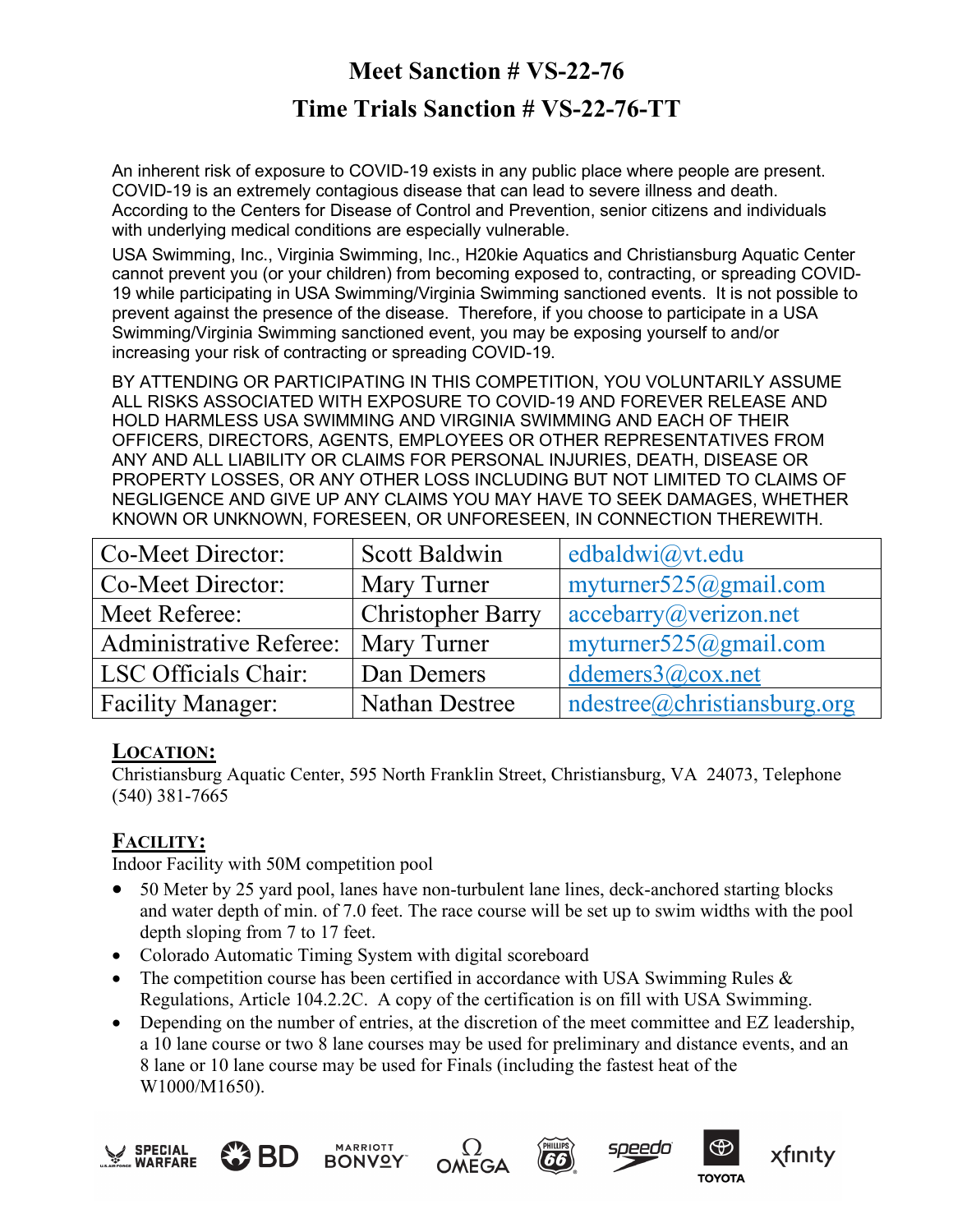# Meet Sanction # VS-22-76

# Time Trials Sanction # VS-22-76-TT

An inherent risk of exposure to COVID-19 exists in any public place where people are present. COVID-19 is an extremely contagious disease that can lead to severe illness and death. According to the Centers for Disease of Control and Prevention, senior citizens and individuals with underlying medical conditions are especially vulnerable.

USA Swimming, Inc., Virginia Swimming, Inc., H20kie Aquatics and Christiansburg Aquatic Center cannot prevent you (or your children) from becoming exposed to, contracting, or spreading COVID-19 while participating in USA Swimming/Virginia Swimming sanctioned events. It is not possible to prevent against the presence of the disease. Therefore, if you choose to participate in a USA Swimming/Virginia Swimming sanctioned event, you may be exposing yourself to and/or increasing your risk of contracting or spreading COVID-19.

BY ATTENDING OR PARTICIPATING IN THIS COMPETITION, YOU VOLUNTARILY ASSUME ALL RISKS ASSOCIATED WITH EXPOSURE TO COVID-19 AND FOREVER RELEASE AND HOLD HARMLESS USA SWIMMING AND VIRGINIA SWIMMING AND EACH OF THEIR OFFICERS, DIRECTORS, AGENTS, EMPLOYEES OR OTHER REPRESENTATIVES FROM ANY AND ALL LIABILITY OR CLAIMS FOR PERSONAL INJURIES, DEATH, DISEASE OR PROPERTY LOSSES, OR ANY OTHER LOSS INCLUDING BUT NOT LIMITED TO CLAIMS OF NEGLIGENCE AND GIVE UP ANY CLAIMS YOU MAY HAVE TO SEEK DAMAGES, WHETHER KNOWN OR UNKNOWN, FORESEEN, OR UNFORESEEN, IN CONNECTION THEREWITH.

| | | |
|---|---|---|
| Co-Meet Director: | Scott Baldwin | edbaldwi@vt.edu |
| Co-Meet Director: | Mary Turner | myturner525@gmail.com |
| Meet Referee: | Christopher Barry | accebarry@verizon.net |
| Administrative Referee: | Mary Turner | myturner525@gmail.com |
| LSC Officials Chair: | Dan Demers | ddemers3@cox.net |
| Facility Manager: | Nathan Destree | ndestree@christiansburg.org |

## LOCATION:

Christiansburg Aquatic Center, 595 North Franklin Street, Christiansburg, VA 24073, Telephone (540) 381-7665

## FACILITY:

Indoor Facility with 50M competition pool

- 50 Meter by 25 yard pool, lanes have non-turbulent lane lines, deck-anchored starting blocks and water depth of min. of 7.0 feet. The race course will be set up to swim widths with the pool depth sloping from 7 to 17 feet.
- Colorado Automatic Timing System with digital scoreboard
- The competition course has been certified in accordance with USA Swimming Rules & Regulations, Article 104.2.2C. A copy of the certification is on fill with USA Swimming.
- Depending on the number of entries, at the discretion of the meet committee and EZ leadership, a 10 lane course or two 8 lane courses may be used for preliminary and distance events, and an 8 lane or 10 lane course may be used for Finals (including the fastest heat of the W1000/M1650).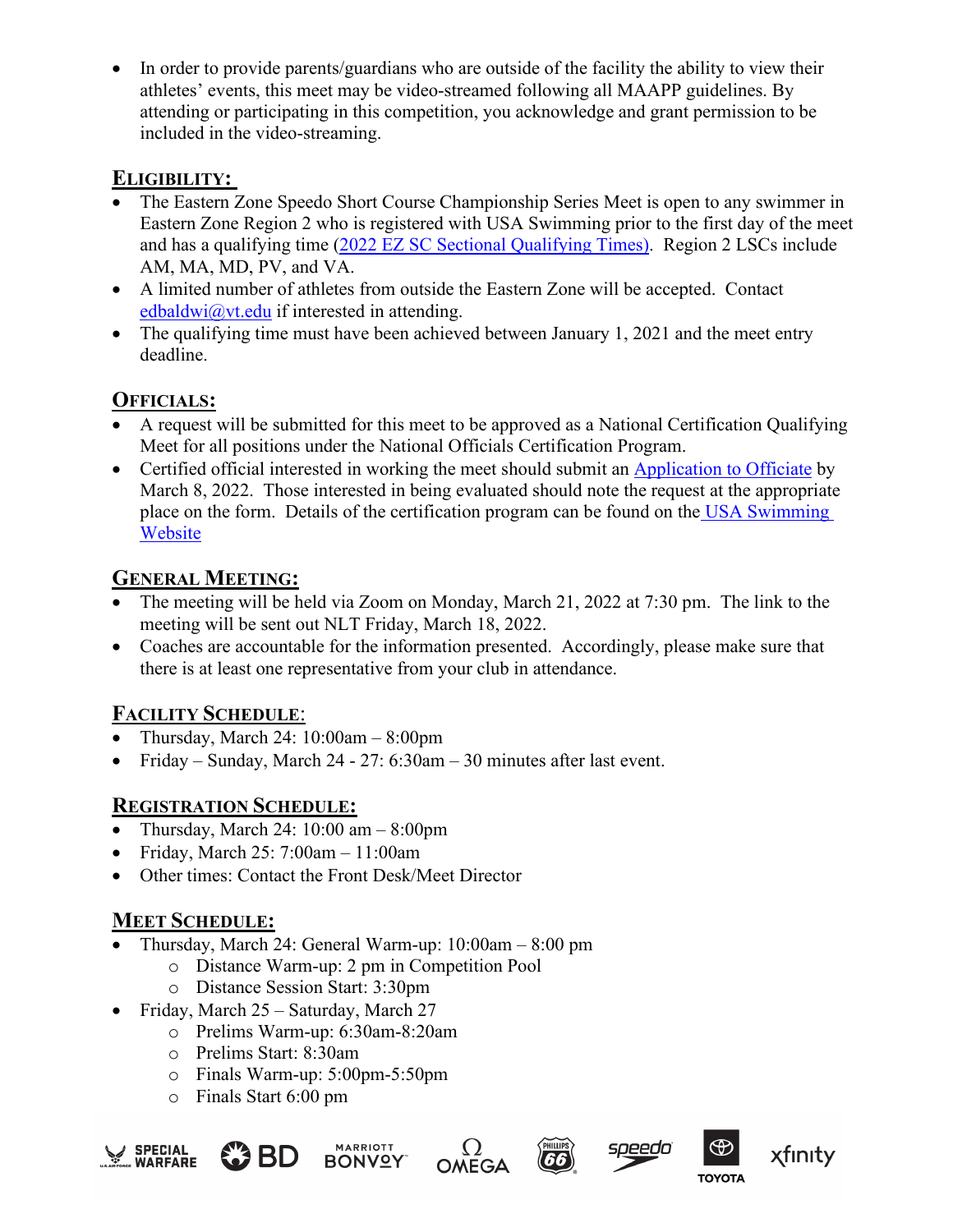- In order to provide parents/guardians who are outside of the facility the ability to view their athletes' events, this meet may be video-streamed following all MAAPP guidelines. By attending or participating in this competition, you acknowledge and grant permission to be included in the video-streaming.

## ELIGIBILITY:

- The Eastern Zone Speedo Short Course Championship Series Meet is open to any swimmer in Eastern Zone Region 2 who is registered with USA Swimming prior to the first day of the meet and has a qualifying time (2022 EZ SC Sectional Qualifying Times). Region 2 LSCs include AM, MA, MD, PV, and VA.
- A limited number of athletes from outside the Eastern Zone will be accepted. Contact edbaldwi@vt.edu if interested in attending.
- The qualifying time must have been achieved between January 1, 2021 and the meet entry deadline.

## OFFICIALS:

- A request will be submitted for this meet to be approved as a National Certification Qualifying Meet for all positions under the National Officials Certification Program.
- Certified official interested in working the meet should submit an Application to Officiate by March 8, 2022. Those interested in being evaluated should note the request at the appropriate place on the form. Details of the certification program can be found on the USA Swimming Website

## GENERAL MEETING:

- The meeting will be held via Zoom on Monday, March 21, 2022 at 7:30 pm. The link to the meeting will be sent out NLT Friday, March 18, 2022.
- Coaches are accountable for the information presented. Accordingly, please make sure that there is at least one representative from your club in attendance.

## FACILITY SCHEDULE:

- Thursday, March 24: 10:00am – 8:00pm
- Friday – Sunday, March 24 - 27: 6:30am – 30 minutes after last event.

## REGISTRATION SCHEDULE:

- Thursday, March 24: 10:00 am – 8:00pm
- Friday, March 25: 7:00am – 11:00am
- Other times: Contact the Front Desk/Meet Director

## MEET SCHEDULE:

- Thursday, March 24: General Warm-up: 10:00am – 8:00 pm
  - Distance Warm-up: 2 pm in Competition Pool
  - Distance Session Start: 3:30pm
- Friday, March 25 – Saturday, March 27
  - Prelims Warm-up: 6:30am-8:20am
  - Prelims Start: 8:30am
  - Finals Warm-up: 5:00pm-5:50pm
  - Finals Start 6:00 pm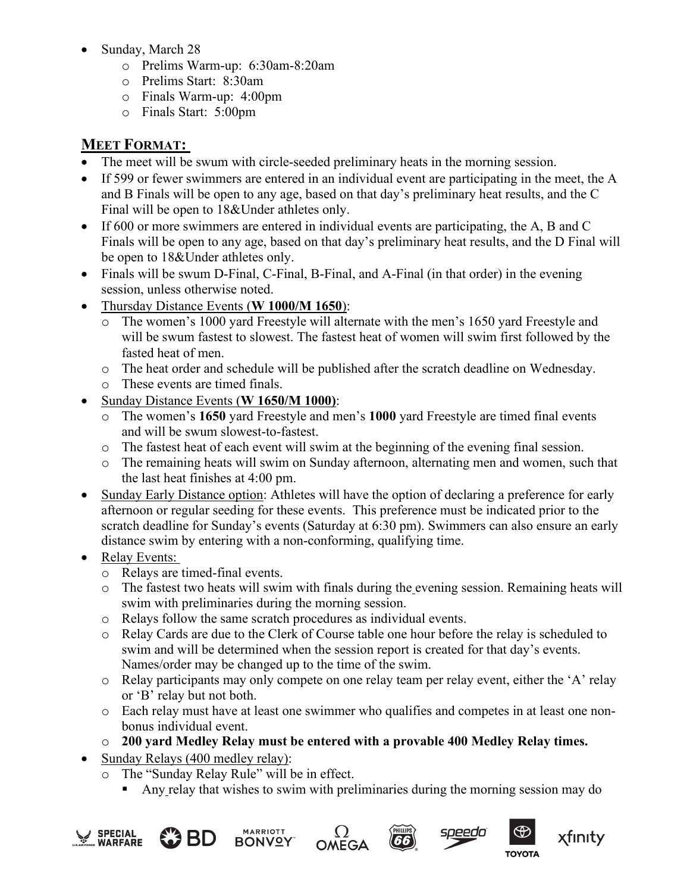- Sunday, March 28
  - Prelims Warm-up: 6:30am-8:20am
  - Prelims Start: 8:30am
  - Finals Warm-up: 4:00pm
  - Finals Start: 5:00pm

## MEET FORMAT:

- The meet will be swum with circle-seeded preliminary heats in the morning session.
- If 599 or fewer swimmers are entered in an individual event are participating in the meet, the A and B Finals will be open to any age, based on that day's preliminary heat results, and the C Final will be open to 18&Under athletes only.
- If 600 or more swimmers are entered in individual events are participating, the A, B and C Finals will be open to any age, based on that day's preliminary heat results, and the D Final will be open to 18&Under athletes only.
- Finals will be swum D-Final, C-Final, B-Final, and A-Final (in that order) in the evening session, unless otherwise noted.
- Thursday Distance Events (**W 1000/M 1650**):
  - The women's 1000 yard Freestyle will alternate with the men's 1650 yard Freestyle and will be swum fastest to slowest. The fastest heat of women will swim first followed by the fasted heat of men.
  - The heat order and schedule will be published after the scratch deadline on Wednesday.
  - These events are timed finals.
- Sunday Distance Events (**W 1650/M 1000)**:
  - The women's **1650** yard Freestyle and men's **1000** yard Freestyle are timed final events and will be swum slowest-to-fastest.
  - The fastest heat of each event will swim at the beginning of the evening final session.
  - The remaining heats will swim on Sunday afternoon, alternating men and women, such that the last heat finishes at 4:00 pm.
- Sunday Early Distance option: Athletes will have the option of declaring a preference for early afternoon or regular seeding for these events. This preference must be indicated prior to the scratch deadline for Sunday's events (Saturday at 6:30 pm). Swimmers can also ensure an early distance swim by entering with a non-conforming, qualifying time.
- Relay Events:
  - Relays are timed-final events.
  - The fastest two heats will swim with finals during the evening session. Remaining heats will swim with preliminaries during the morning session.
  - Relays follow the same scratch procedures as individual events.
  - Relay Cards are due to the Clerk of Course table one hour before the relay is scheduled to swim and will be determined when the session report is created for that day's events. Names/order may be changed up to the time of the swim.
  - Relay participants may only compete on one relay team per relay event, either the 'A' relay or 'B' relay but not both.
  - Each relay must have at least one swimmer who qualifies and competes in at least one non-bonus individual event.
  - **200 yard Medley Relay must be entered with a provable 400 Medley Relay times.**
- Sunday Relays (400 medley relay):
  - The "Sunday Relay Rule" will be in effect.
    - Any relay that wishes to swim with preliminaries during the morning session may do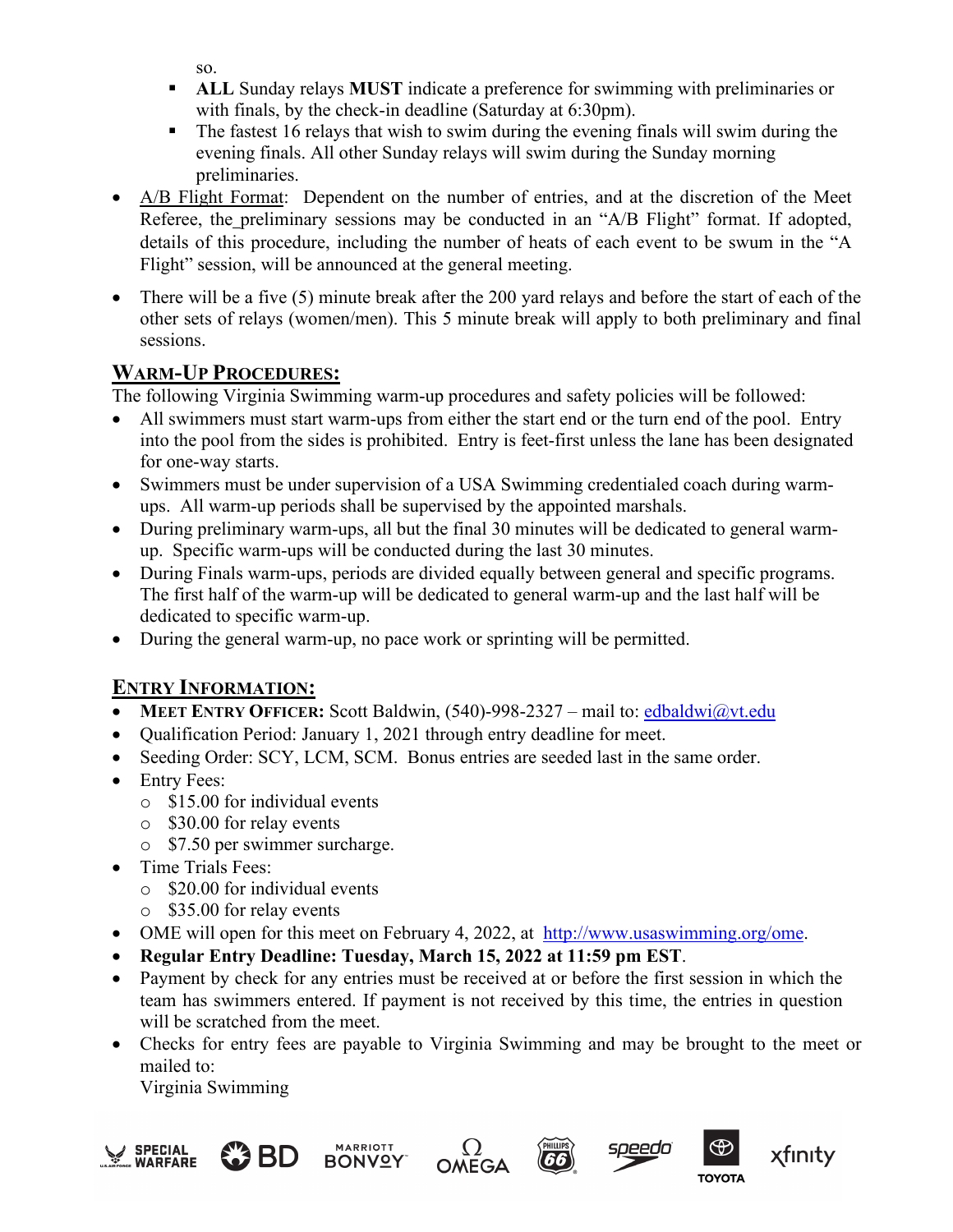so.

  - **ALL** Sunday relays **MUST** indicate a preference for swimming with preliminaries or with finals, by the check-in deadline (Saturday at 6:30pm).
  - The fastest 16 relays that wish to swim during the evening finals will swim during the evening finals. All other Sunday relays will swim during the Sunday morning preliminaries.
- A/B Flight Format: Dependent on the number of entries, and at the discretion of the Meet Referee, the preliminary sessions may be conducted in an "A/B Flight" format. If adopted, details of this procedure, including the number of heats of each event to be swum in the "A Flight" session, will be announced at the general meeting.
- There will be a five (5) minute break after the 200 yard relays and before the start of each of the other sets of relays (women/men). This 5 minute break will apply to both preliminary and final sessions.

## WARM-UP PROCEDURES:

The following Virginia Swimming warm-up procedures and safety policies will be followed:

- All swimmers must start warm-ups from either the start end or the turn end of the pool. Entry into the pool from the sides is prohibited. Entry is feet-first unless the lane has been designated for one-way starts.
- Swimmers must be under supervision of a USA Swimming credentialed coach during warm-ups. All warm-up periods shall be supervised by the appointed marshals.
- During preliminary warm-ups, all but the final 30 minutes will be dedicated to general warm-up. Specific warm-ups will be conducted during the last 30 minutes.
- During Finals warm-ups, periods are divided equally between general and specific programs. The first half of the warm-up will be dedicated to general warm-up and the last half will be dedicated to specific warm-up.
- During the general warm-up, no pace work or sprinting will be permitted.

## ENTRY INFORMATION:

- **MEET ENTRY OFFICER:** Scott Baldwin, (540)-998-2327 – mail to: edbaldwi@vt.edu
- Qualification Period: January 1, 2021 through entry deadline for meet.
- Seeding Order: SCY, LCM, SCM. Bonus entries are seeded last in the same order.
- Entry Fees:
  - $15.00 for individual events
  - $30.00 for relay events
  - $7.50 per swimmer surcharge.
- Time Trials Fees:
  - $20.00 for individual events
  - $35.00 for relay events
- OME will open for this meet on February 4, 2022, at http://www.usaswimming.org/ome.
- **Regular Entry Deadline: Tuesday, March 15, 2022 at 11:59 pm EST**.
- Payment by check for any entries must be received at or before the first session in which the team has swimmers entered. If payment is not received by this time, the entries in question will be scratched from the meet.
- Checks for entry fees are payable to Virginia Swimming and may be brought to the meet or mailed to:
  Virginia Swimming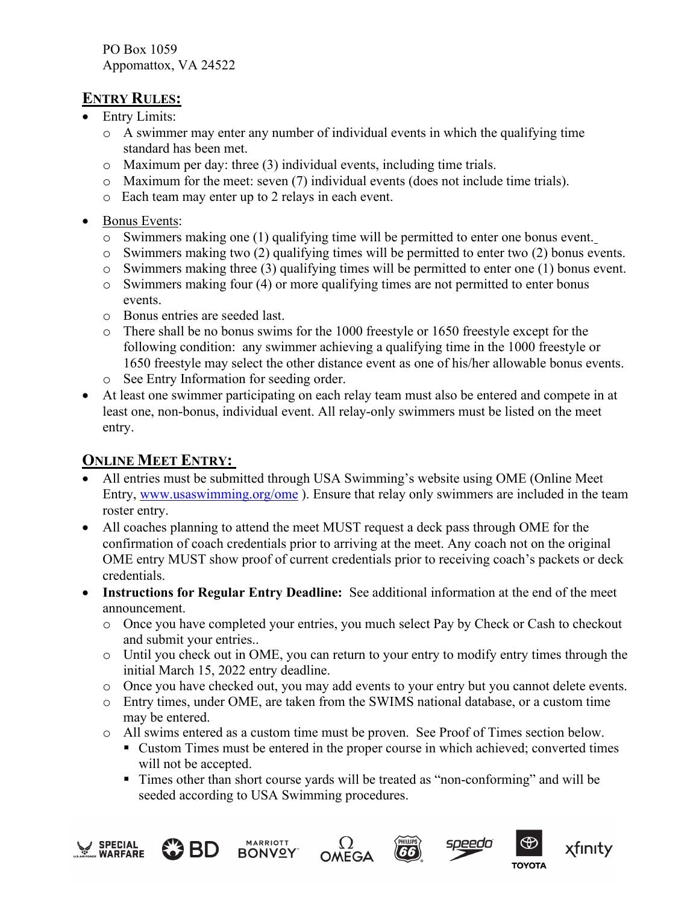PO Box 1059
Appomattox, VA 24522

## ENTRY RULES:

- Entry Limits:
  - A swimmer may enter any number of individual events in which the qualifying time standard has been met.
  - Maximum per day: three (3) individual events, including time trials.
  - Maximum for the meet: seven (7) individual events (does not include time trials).
  - Each team may enter up to 2 relays in each event.
- Bonus Events:
  - Swimmers making one (1) qualifying time will be permitted to enter one bonus event.
  - Swimmers making two (2) qualifying times will be permitted to enter two (2) bonus events.
  - Swimmers making three (3) qualifying times will be permitted to enter one (1) bonus event.
  - Swimmers making four (4) or more qualifying times are not permitted to enter bonus events.
  - Bonus entries are seeded last.
  - There shall be no bonus swims for the 1000 freestyle or 1650 freestyle except for the following condition: any swimmer achieving a qualifying time in the 1000 freestyle or 1650 freestyle may select the other distance event as one of his/her allowable bonus events.
  - See Entry Information for seeding order.
- At least one swimmer participating on each relay team must also be entered and compete in at least one, non-bonus, individual event. All relay-only swimmers must be listed on the meet entry.

## ONLINE MEET ENTRY:

- All entries must be submitted through USA Swimming's website using OME (Online Meet Entry, www.usaswimming.org/ome ). Ensure that relay only swimmers are included in the team roster entry.
- All coaches planning to attend the meet MUST request a deck pass through OME for the confirmation of coach credentials prior to arriving at the meet. Any coach not on the original OME entry MUST show proof of current credentials prior to receiving coach's packets or deck credentials.
- **Instructions for Regular Entry Deadline:** See additional information at the end of the meet announcement.
  - Once you have completed your entries, you much select Pay by Check or Cash to checkout and submit your entries..
  - Until you check out in OME, you can return to your entry to modify entry times through the initial March 15, 2022 entry deadline.
  - Once you have checked out, you may add events to your entry but you cannot delete events.
  - Entry times, under OME, are taken from the SWIMS national database, or a custom time may be entered.
  - All swims entered as a custom time must be proven. See Proof of Times section below.
    - Custom Times must be entered in the proper course in which achieved; converted times will not be accepted.
    - Times other than short course yards will be treated as "non-conforming" and will be seeded according to USA Swimming procedures.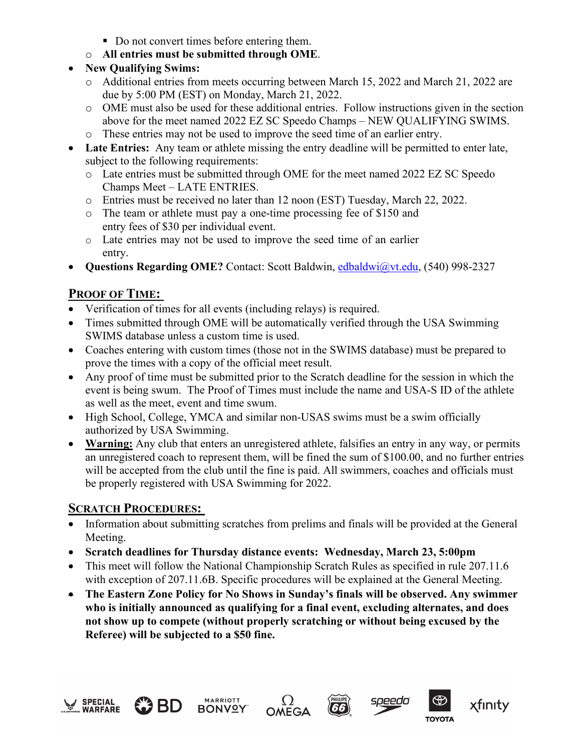- Do not convert times before entering them.
    - **All entries must be submitted through OME**.
- **New Qualifying Swims:**
    - Additional entries from meets occurring between March 15, 2022 and March 21, 2022 are due by 5:00 PM (EST) on Monday, March 21, 2022.
    - OME must also be used for these additional entries. Follow instructions given in the section above for the meet named 2022 EZ SC Speedo Champs – NEW QUALIFYING SWIMS.
    - These entries may not be used to improve the seed time of an earlier entry.
- **Late Entries:** Any team or athlete missing the entry deadline will be permitted to enter late, subject to the following requirements:
    - Late entries must be submitted through OME for the meet named 2022 EZ SC Speedo Champs Meet – LATE ENTRIES.
    - Entries must be received no later than 12 noon (EST) Tuesday, March 22, 2022.
    - The team or athlete must pay a one-time processing fee of $150 and entry fees of $30 per individual event.
    - Late entries may not be used to improve the seed time of an earlier entry.
- **Questions Regarding OME?** Contact: Scott Baldwin, edbaldwi@vt.edu, (540) 998-2327

## PROOF OF TIME:

- Verification of times for all events (including relays) is required.
- Times submitted through OME will be automatically verified through the USA Swimming SWIMS database unless a custom time is used.
- Coaches entering with custom times (those not in the SWIMS database) must be prepared to prove the times with a copy of the official meet result.
- Any proof of time must be submitted prior to the Scratch deadline for the session in which the event is being swum. The Proof of Times must include the name and USA-S ID of the athlete as well as the meet, event and time swum.
- High School, College, YMCA and similar non-USAS swims must be a swim officially authorized by USA Swimming.
- **Warning:** Any club that enters an unregistered athlete, falsifies an entry in any way, or permits an unregistered coach to represent them, will be fined the sum of $100.00, and no further entries will be accepted from the club until the fine is paid. All swimmers, coaches and officials must be properly registered with USA Swimming for 2022.

## SCRATCH PROCEDURES:

- Information about submitting scratches from prelims and finals will be provided at the General Meeting.
- **Scratch deadlines for Thursday distance events: Wednesday, March 23, 5:00pm**
- This meet will follow the National Championship Scratch Rules as specified in rule 207.11.6 with exception of 207.11.6B. Specific procedures will be explained at the General Meeting.
- **The Eastern Zone Policy for No Shows in Sunday's finals will be observed. Any swimmer who is initially announced as qualifying for a final event, excluding alternates, and does not show up to compete (without properly scratching or without being excused by the Referee) will be subjected to a $50 fine.**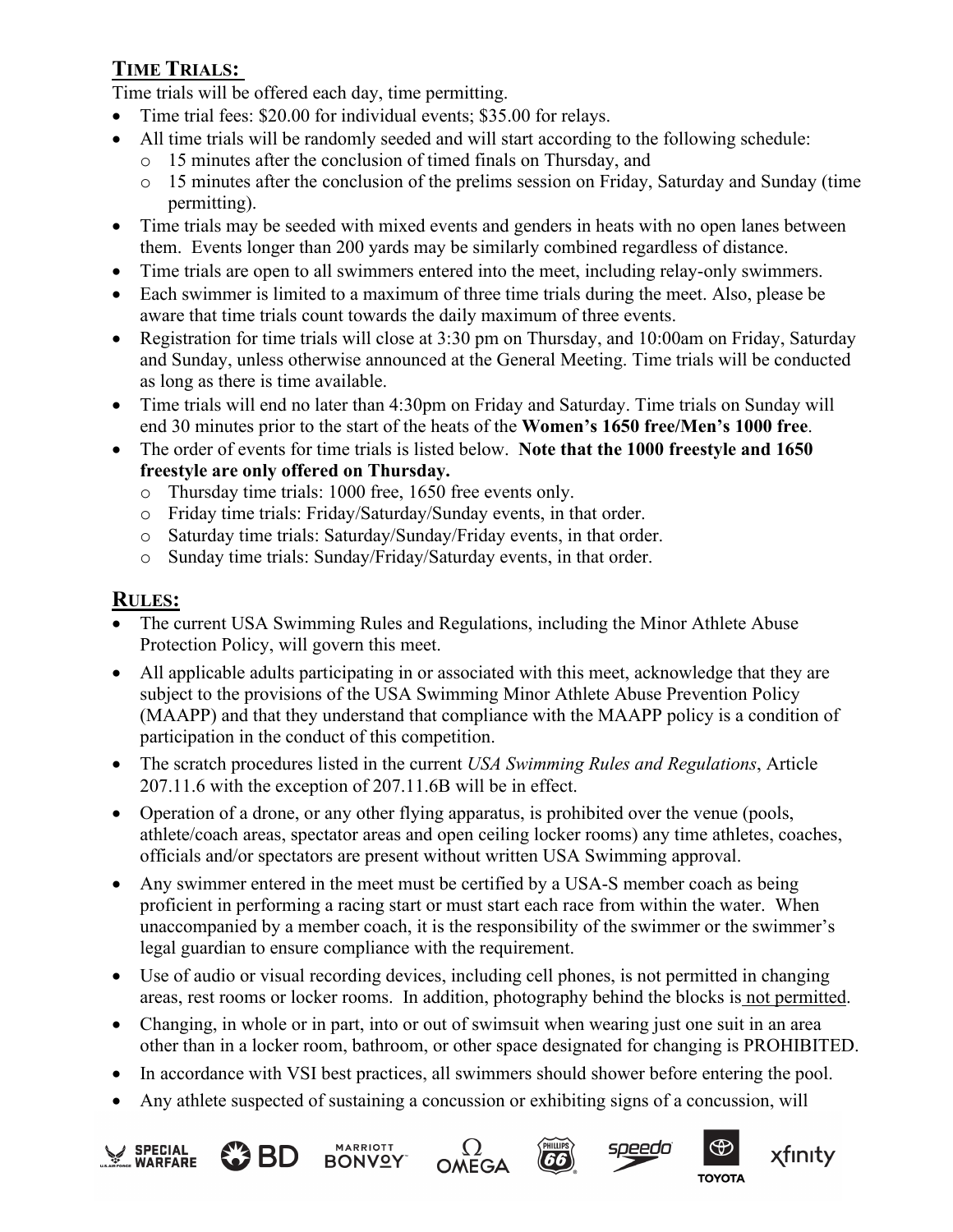## TIME TRIALS:

Time trials will be offered each day, time permitting.

- Time trial fees: $20.00 for individual events; $35.00 for relays.
- All time trials will be randomly seeded and will start according to the following schedule:
  - 15 minutes after the conclusion of timed finals on Thursday, and
  - 15 minutes after the conclusion of the prelims session on Friday, Saturday and Sunday (time permitting).
- Time trials may be seeded with mixed events and genders in heats with no open lanes between them. Events longer than 200 yards may be similarly combined regardless of distance.
- Time trials are open to all swimmers entered into the meet, including relay-only swimmers.
- Each swimmer is limited to a maximum of three time trials during the meet. Also, please be aware that time trials count towards the daily maximum of three events.
- Registration for time trials will close at 3:30 pm on Thursday, and 10:00am on Friday, Saturday and Sunday, unless otherwise announced at the General Meeting. Time trials will be conducted as long as there is time available.
- Time trials will end no later than 4:30pm on Friday and Saturday. Time trials on Sunday will end 30 minutes prior to the start of the heats of the **Women's 1650 free/Men's 1000 free**.
- The order of events for time trials is listed below. **Note that the 1000 freestyle and 1650 freestyle are only offered on Thursday.**
  - Thursday time trials: 1000 free, 1650 free events only.
  - Friday time trials: Friday/Saturday/Sunday events, in that order.
  - Saturday time trials: Saturday/Sunday/Friday events, in that order.
  - Sunday time trials: Sunday/Friday/Saturday events, in that order.

## RULES:

- The current USA Swimming Rules and Regulations, including the Minor Athlete Abuse Protection Policy, will govern this meet.
- All applicable adults participating in or associated with this meet, acknowledge that they are subject to the provisions of the USA Swimming Minor Athlete Abuse Prevention Policy (MAAPP) and that they understand that compliance with the MAAPP policy is a condition of participation in the conduct of this competition.
- The scratch procedures listed in the current *USA Swimming Rules and Regulations*, Article 207.11.6 with the exception of 207.11.6B will be in effect.
- Operation of a drone, or any other flying apparatus, is prohibited over the venue (pools, athlete/coach areas, spectator areas and open ceiling locker rooms) any time athletes, coaches, officials and/or spectators are present without written USA Swimming approval.
- Any swimmer entered in the meet must be certified by a USA-S member coach as being proficient in performing a racing start or must start each race from within the water. When unaccompanied by a member coach, it is the responsibility of the swimmer or the swimmer's legal guardian to ensure compliance with the requirement.
- Use of audio or visual recording devices, including cell phones, is not permitted in changing areas, rest rooms or locker rooms. In addition, photography behind the blocks is not permitted.
- Changing, in whole or in part, into or out of swimsuit when wearing just one suit in an area other than in a locker room, bathroom, or other space designated for changing is PROHIBITED.
- In accordance with VSI best practices, all swimmers should shower before entering the pool.
- Any athlete suspected of sustaining a concussion or exhibiting signs of a concussion, will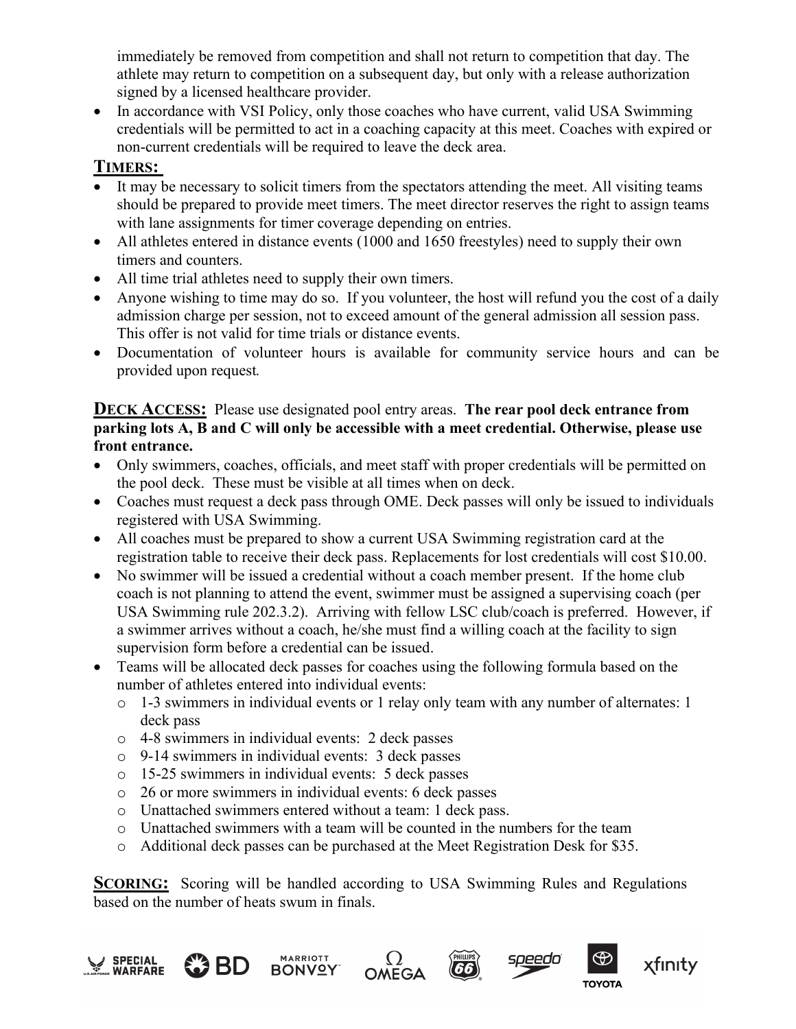immediately be removed from competition and shall not return to competition that day. The athlete may return to competition on a subsequent day, but only with a release authorization signed by a licensed healthcare provider.

- In accordance with VSI Policy, only those coaches who have current, valid USA Swimming credentials will be permitted to act in a coaching capacity at this meet. Coaches with expired or non-current credentials will be required to leave the deck area.

**TIMERS:**

- It may be necessary to solicit timers from the spectators attending the meet. All visiting teams should be prepared to provide meet timers. The meet director reserves the right to assign teams with lane assignments for timer coverage depending on entries.
- All athletes entered in distance events (1000 and 1650 freestyles) need to supply their own timers and counters.
- All time trial athletes need to supply their own timers.
- Anyone wishing to time may do so. If you volunteer, the host will refund you the cost of a daily admission charge per session, not to exceed amount of the general admission all session pass. This offer is not valid for time trials or distance events.
- Documentation of volunteer hours is available for community service hours and can be provided upon request.

**DECK ACCESS:** Please use designated pool entry areas. **The rear pool deck entrance from parking lots A, B and C will only be accessible with a meet credential. Otherwise, please use front entrance.**

- Only swimmers, coaches, officials, and meet staff with proper credentials will be permitted on the pool deck. These must be visible at all times when on deck.
- Coaches must request a deck pass through OME. Deck passes will only be issued to individuals registered with USA Swimming.
- All coaches must be prepared to show a current USA Swimming registration card at the registration table to receive their deck pass. Replacements for lost credentials will cost $10.00.
- No swimmer will be issued a credential without a coach member present. If the home club coach is not planning to attend the event, swimmer must be assigned a supervising coach (per USA Swimming rule 202.3.2). Arriving with fellow LSC club/coach is preferred. However, if a swimmer arrives without a coach, he/she must find a willing coach at the facility to sign supervision form before a credential can be issued.
- Teams will be allocated deck passes for coaches using the following formula based on the number of athletes entered into individual events:
  - 1-3 swimmers in individual events or 1 relay only team with any number of alternates: 1 deck pass
  - 4-8 swimmers in individual events: 2 deck passes
  - 9-14 swimmers in individual events: 3 deck passes
  - 15-25 swimmers in individual events: 5 deck passes
  - 26 or more swimmers in individual events: 6 deck passes
  - Unattached swimmers entered without a team: 1 deck pass.
  - Unattached swimmers with a team will be counted in the numbers for the team
  - Additional deck passes can be purchased at the Meet Registration Desk for $35.

**SCORING:** Scoring will be handled according to USA Swimming Rules and Regulations based on the number of heats swum in finals.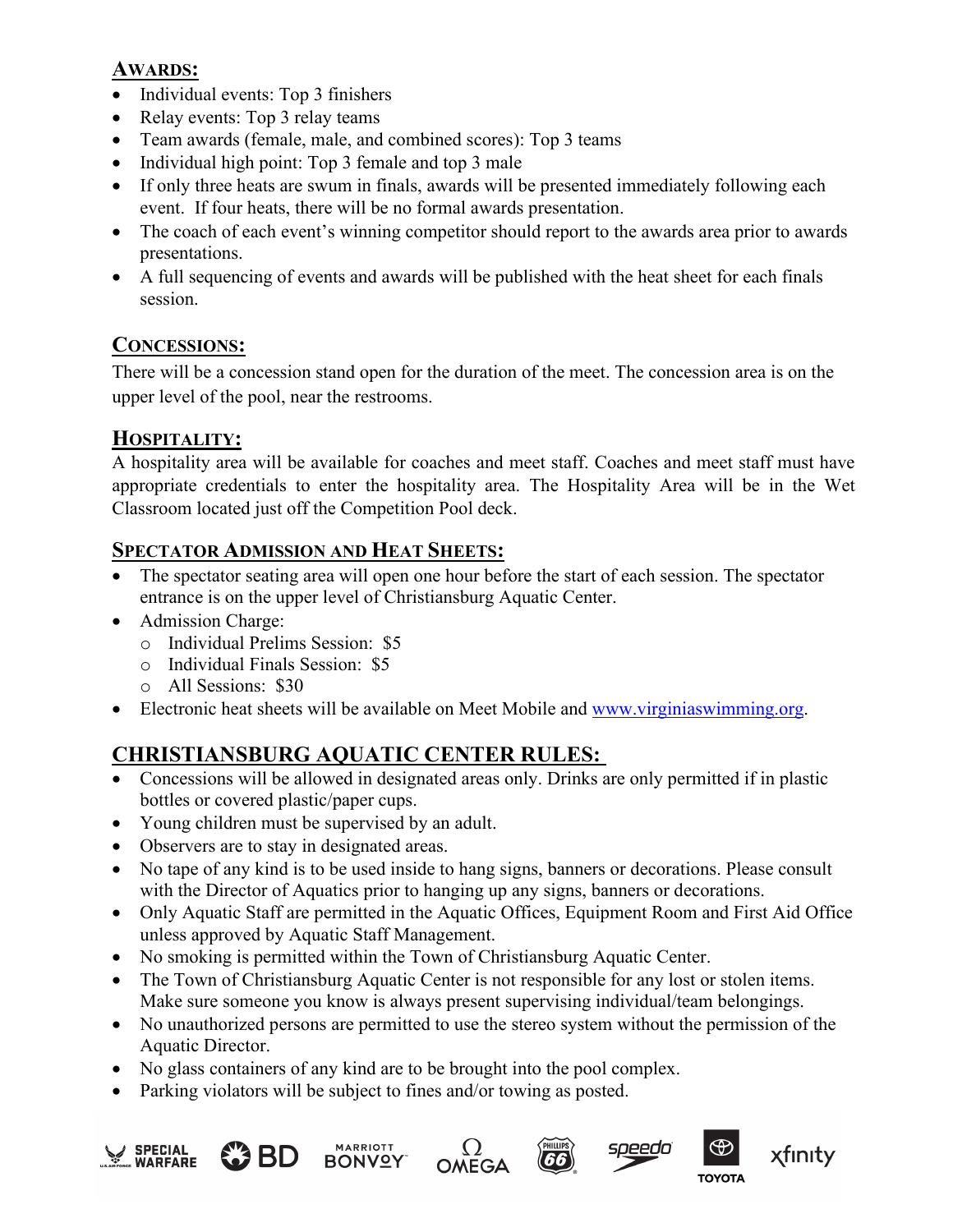## AWARDS:

- Individual events: Top 3 finishers
- Relay events: Top 3 relay teams
- Team awards (female, male, and combined scores): Top 3 teams
- Individual high point: Top 3 female and top 3 male
- If only three heats are swum in finals, awards will be presented immediately following each event. If four heats, there will be no formal awards presentation.
- The coach of each event's winning competitor should report to the awards area prior to awards presentations.
- A full sequencing of events and awards will be published with the heat sheet for each finals session.

## CONCESSIONS:

There will be a concession stand open for the duration of the meet. The concession area is on the upper level of the pool, near the restrooms.

## HOSPITALITY:

A hospitality area will be available for coaches and meet staff. Coaches and meet staff must have appropriate credentials to enter the hospitality area. The Hospitality Area will be in the Wet Classroom located just off the Competition Pool deck.

## SPECTATOR ADMISSION AND HEAT SHEETS:

- The spectator seating area will open one hour before the start of each session. The spectator entrance is on the upper level of Christiansburg Aquatic Center.
- Admission Charge:
  - Individual Prelims Session: $5
  - Individual Finals Session: $5
  - All Sessions: $30
- Electronic heat sheets will be available on Meet Mobile and www.virginiaswimming.org.

## CHRISTIANSBURG AQUATIC CENTER RULES:

- Concessions will be allowed in designated areas only. Drinks are only permitted if in plastic bottles or covered plastic/paper cups.
- Young children must be supervised by an adult.
- Observers are to stay in designated areas.
- No tape of any kind is to be used inside to hang signs, banners or decorations. Please consult with the Director of Aquatics prior to hanging up any signs, banners or decorations.
- Only Aquatic Staff are permitted in the Aquatic Offices, Equipment Room and First Aid Office unless approved by Aquatic Staff Management.
- No smoking is permitted within the Town of Christiansburg Aquatic Center.
- The Town of Christiansburg Aquatic Center is not responsible for any lost or stolen items. Make sure someone you know is always present supervising individual/team belongings.
- No unauthorized persons are permitted to use the stereo system without the permission of the Aquatic Director.
- No glass containers of any kind are to be brought into the pool complex.
- Parking violators will be subject to fines and/or towing as posted.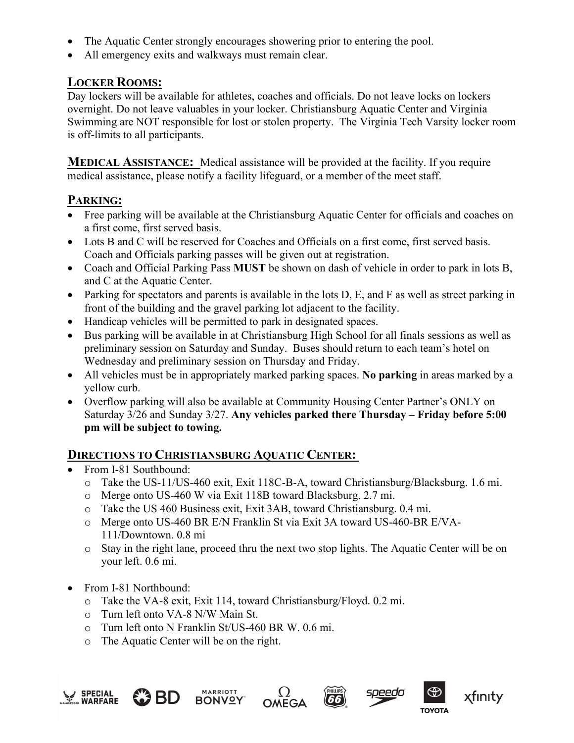- The Aquatic Center strongly encourages showering prior to entering the pool.
- All emergency exits and walkways must remain clear.

## LOCKER ROOMS:

Day lockers will be available for athletes, coaches and officials. Do not leave locks on lockers overnight. Do not leave valuables in your locker. Christiansburg Aquatic Center and Virginia Swimming are NOT responsible for lost or stolen property. The Virginia Tech Varsity locker room is off-limits to all participants.

**MEDICAL ASSISTANCE:** Medical assistance will be provided at the facility. If you require medical assistance, please notify a facility lifeguard, or a member of the meet staff.

## PARKING:

- Free parking will be available at the Christiansburg Aquatic Center for officials and coaches on a first come, first served basis.
- Lots B and C will be reserved for Coaches and Officials on a first come, first served basis. Coach and Officials parking passes will be given out at registration.
- Coach and Official Parking Pass **MUST** be shown on dash of vehicle in order to park in lots B, and C at the Aquatic Center.
- Parking for spectators and parents is available in the lots D, E, and F as well as street parking in front of the building and the gravel parking lot adjacent to the facility.
- Handicap vehicles will be permitted to park in designated spaces.
- Bus parking will be available in at Christiansburg High School for all finals sessions as well as preliminary session on Saturday and Sunday. Buses should return to each team's hotel on Wednesday and preliminary session on Thursday and Friday.
- All vehicles must be in appropriately marked parking spaces. **No parking** in areas marked by a yellow curb.
- Overflow parking will also be available at Community Housing Center Partner's ONLY on Saturday 3/26 and Sunday 3/27. **Any vehicles parked there Thursday – Friday before 5:00 pm will be subject to towing.**

## DIRECTIONS TO CHRISTIANSBURG AQUATIC CENTER:

- From I-81 Southbound:
  - Take the US-11/US-460 exit, Exit 118C-B-A, toward Christiansburg/Blacksburg. 1.6 mi.
  - Merge onto US-460 W via Exit 118B toward Blacksburg. 2.7 mi.
  - Take the US 460 Business exit, Exit 3AB, toward Christiansburg. 0.4 mi.
  - Merge onto US-460 BR E/N Franklin St via Exit 3A toward US-460-BR E/VA-111/Downtown. 0.8 mi
  - Stay in the right lane, proceed thru the next two stop lights. The Aquatic Center will be on your left. 0.6 mi.

- From I-81 Northbound:
  - Take the VA-8 exit, Exit 114, toward Christiansburg/Floyd. 0.2 mi.
  - Turn left onto VA-8 N/W Main St.
  - Turn left onto N Franklin St/US-460 BR W. 0.6 mi.
  - The Aquatic Center will be on the right.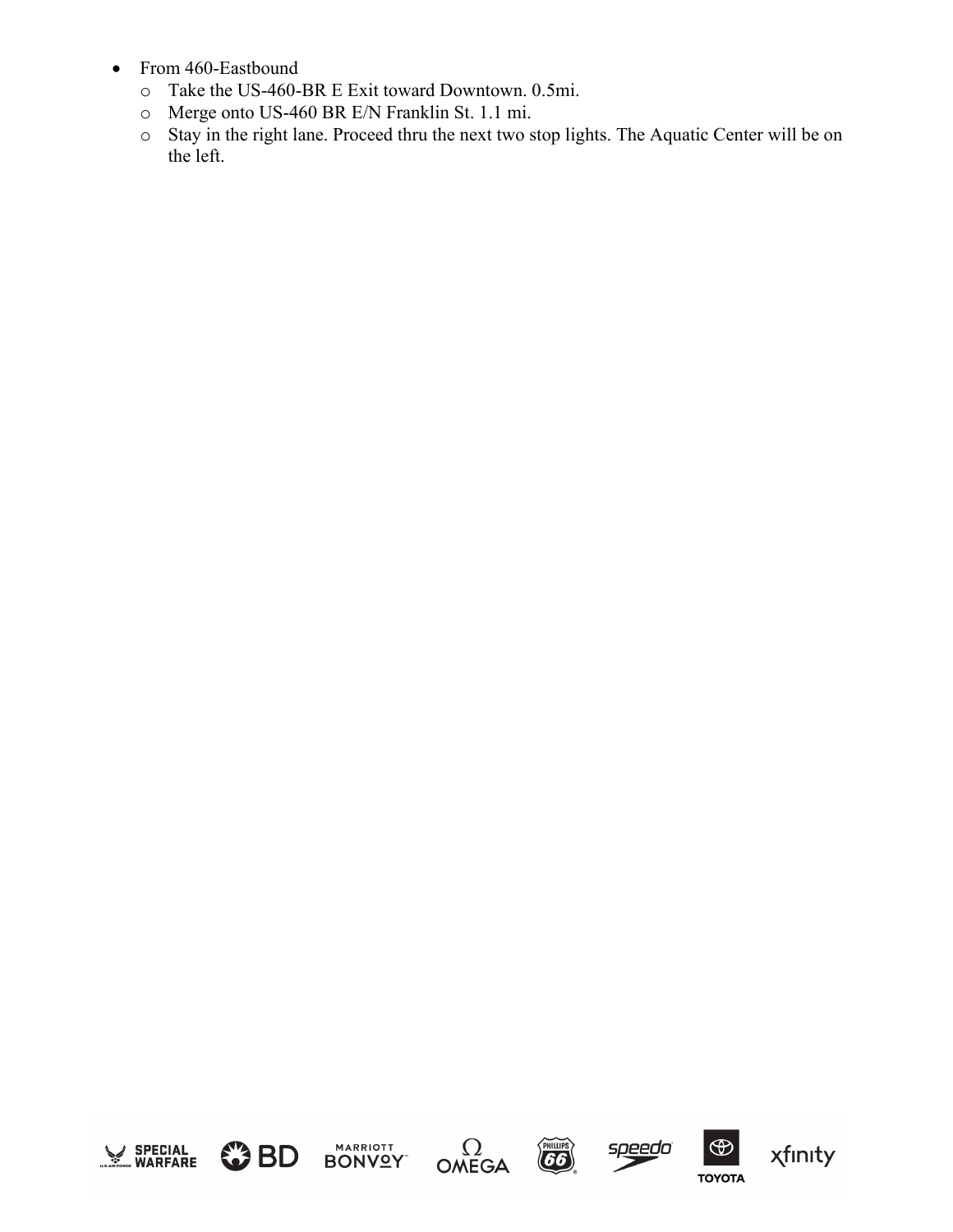- From 460-Eastbound
  - Take the US-460-BR E Exit toward Downtown. 0.5mi.
  - Merge onto US-460 BR E/N Franklin St. 1.1 mi.
  - Stay in the right lane. Proceed thru the next two stop lights. The Aquatic Center will be on the left.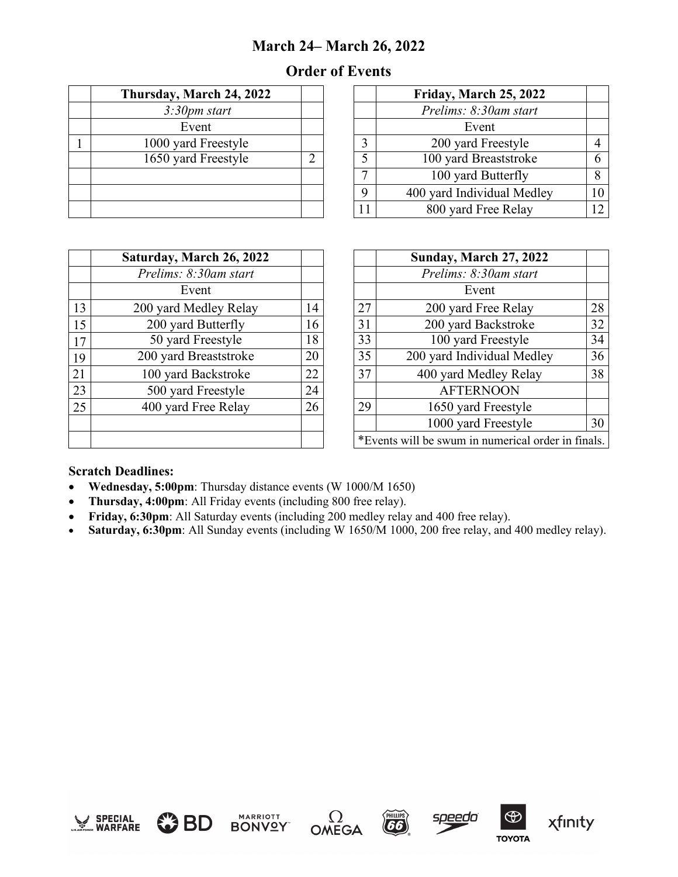## March 24– March 26, 2022

## Order of Events

| | **Thursday, March 24, 2022** | |
|---|---|---|
| | *3:30pm start* | |
| | Event | |
| 1 | 1000 yard Freestyle | |
| | 1650 yard Freestyle | 2 |
| | | |
| | | |
| | | |

| | **Friday, March 25, 2022** | |
|---|---|---|
| | *Prelims: 8:30am start* | |
| | Event | |
| 3 | 200 yard Freestyle | 4 |
| 5 | 100 yard Breaststroke | 6 |
| 7 | 100 yard Butterfly | 8 |
| 9 | 400 yard Individual Medley | 10 |
| 11 | 800 yard Free Relay | 12 |

| | **Saturday, March 26, 2022** | |
|---|---|---|
| | *Prelims: 8:30am start* | |
| | Event | |
| 13 | 200 yard Medley Relay | 14 |
| 15 | 200 yard Butterfly | 16 |
| 17 | 50 yard Freestyle | 18 |
| 19 | 200 yard Breaststroke | 20 |
| 21 | 100 yard Backstroke | 22 |
| 23 | 500 yard Freestyle | 24 |
| 25 | 400 yard Free Relay | 26 |
| | | |
| | | |

| | **Sunday, March 27, 2022** | |
|---|---|---|
| | *Prelims: 8:30am start* | |
| | Event | |
| 27 | 200 yard Free Relay | 28 |
| 31 | 200 yard Backstroke | 32 |
| 33 | 100 yard Freestyle | 34 |
| 35 | 200 yard Individual Medley | 36 |
| 37 | 400 yard Medley Relay | 38 |
| | AFTERNOON | |
| 29 | 1650 yard Freestyle | |
| | 1000 yard Freestyle | 30 |
| *Events will be swum in numerical order in finals. | | |

**Scratch Deadlines:**

- **Wednesday, 5:00pm**: Thursday distance events (W 1000/M 1650)
- **Thursday, 4:00pm**: All Friday events (including 800 free relay).
- **Friday, 6:30pm**: All Saturday events (including 200 medley relay and 400 free relay).
- **Saturday, 6:30pm**: All Sunday events (including W 1650/M 1000, 200 free relay, and 400 medley relay).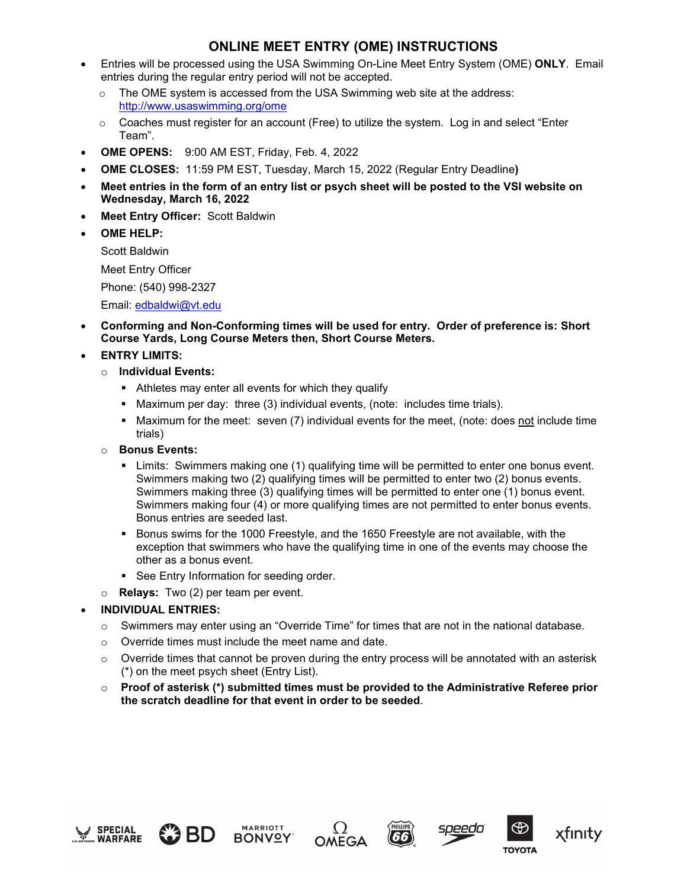# ONLINE MEET ENTRY (OME) INSTRUCTIONS

- Entries will be processed using the USA Swimming On-Line Meet Entry System (OME) **ONLY**. Email entries during the regular entry period will not be accepted.
  - The OME system is accessed from the USA Swimming web site at the address: http://www.usaswimming.org/ome
  - Coaches must register for an account (Free) to utilize the system. Log in and select "Enter Team".
- **OME OPENS:** 9:00 AM EST, Friday, Feb. 4, 2022
- **OME CLOSES:** 11:59 PM EST, Tuesday, March 15, 2022 (Regular Entry Deadline**)**
- **Meet entries in the form of an entry list or psych sheet will be posted to the VSI website on Wednesday, March 16, 2022**
- **Meet Entry Officer:** Scott Baldwin
- **OME HELP:**

  Scott Baldwin

  Meet Entry Officer

  Phone: (540) 998-2327

  Email: edbaldwi@vt.edu
- **Conforming and Non-Conforming times will be used for entry. Order of preference is: Short Course Yards, Long Course Meters then, Short Course Meters.**
- **ENTRY LIMITS:**
  - **Individual Events:**
    - Athletes may enter all events for which they qualify
    - Maximum per day: three (3) individual events, (note: includes time trials).
    - Maximum for the meet: seven (7) individual events for the meet, (note: does not include time trials)
  - **Bonus Events:**
    - Limits: Swimmers making one (1) qualifying time will be permitted to enter one bonus event. Swimmers making two (2) qualifying times will be permitted to enter two (2) bonus events. Swimmers making three (3) qualifying times will be permitted to enter one (1) bonus event. Swimmers making four (4) or more qualifying times are not permitted to enter bonus events. Bonus entries are seeded last.
    - Bonus swims for the 1000 Freestyle, and the 1650 Freestyle are not available, with the exception that swimmers who have the qualifying time in one of the events may choose the other as a bonus event.
    - See Entry Information for seeding order.
  - **Relays:** Two (2) per team per event.
- **INDIVIDUAL ENTRIES:**
  - Swimmers may enter using an "Override Time" for times that are not in the national database.
  - Override times must include the meet name and date.
  - Override times that cannot be proven during the entry process will be annotated with an asterisk (*) on the meet psych sheet (Entry List).
  - **Proof of asterisk (*) submitted times must be provided to the Administrative Referee prior the scratch deadline for that event in order to be seeded**.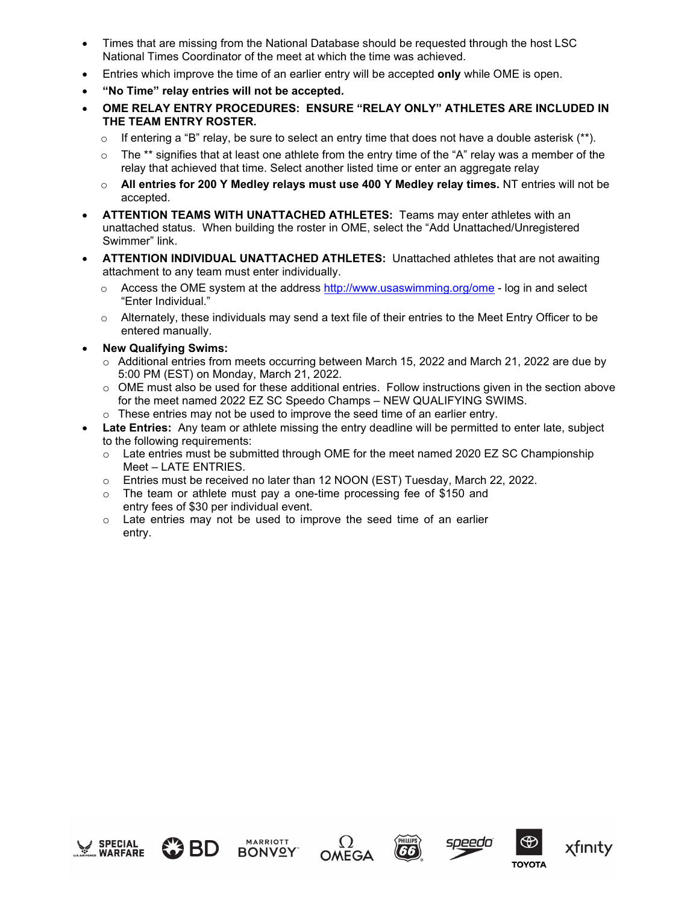- Times that are missing from the National Database should be requested through the host LSC National Times Coordinator of the meet at which the time was achieved.
- Entries which improve the time of an earlier entry will be accepted **only** while OME is open.
- **"No Time" relay entries will not be accepted.**
- **OME RELAY ENTRY PROCEDURES: ENSURE "RELAY ONLY" ATHLETES ARE INCLUDED IN THE TEAM ENTRY ROSTER.**
  - If entering a "B" relay, be sure to select an entry time that does not have a double asterisk (**).
  - The ** signifies that at least one athlete from the entry time of the "A" relay was a member of the relay that achieved that time. Select another listed time or enter an aggregate relay
  - **All entries for 200 Y Medley relays must use 400 Y Medley relay times.** NT entries will not be accepted.
- **ATTENTION TEAMS WITH UNATTACHED ATHLETES:** Teams may enter athletes with an unattached status. When building the roster in OME, select the "Add Unattached/Unregistered Swimmer" link.
- **ATTENTION INDIVIDUAL UNATTACHED ATHLETES:** Unattached athletes that are not awaiting attachment to any team must enter individually.
  - Access the OME system at the address http://www.usaswimming.org/ome - log in and select "Enter Individual."
  - Alternately, these individuals may send a text file of their entries to the Meet Entry Officer to be entered manually.
- **New Qualifying Swims:**
  - Additional entries from meets occurring between March 15, 2022 and March 21, 2022 are due by 5:00 PM (EST) on Monday, March 21, 2022.
  - OME must also be used for these additional entries. Follow instructions given in the section above for the meet named 2022 EZ SC Speedo Champs – NEW QUALIFYING SWIMS.
  - These entries may not be used to improve the seed time of an earlier entry.
- **Late Entries:** Any team or athlete missing the entry deadline will be permitted to enter late, subject to the following requirements:
  - Late entries must be submitted through OME for the meet named 2020 EZ SC Championship Meet – LATE ENTRIES.
  - Entries must be received no later than 12 NOON (EST) Tuesday, March 22, 2022.
  - The team or athlete must pay a one-time processing fee of $150 and entry fees of $30 per individual event.
  - Late entries may not be used to improve the seed time of an earlier entry.